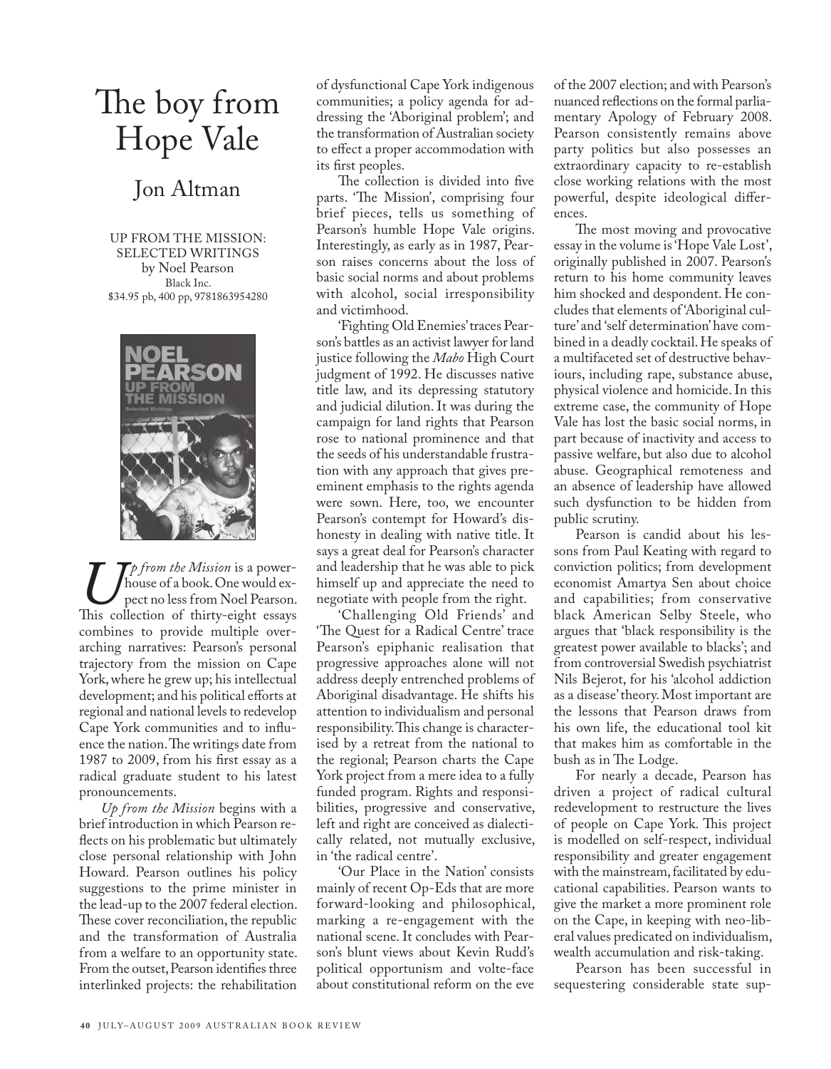# The boy from Hope Vale

## Jon Altman

UP FROM THE MISSION: SELECTED WRITINGS
by Noel Pearson
Black Inc.
$34.95 pb, 400 pp, 9781863954280

*Up from the Mission* is a powerhouse of a book. One would expect no less from Noel Pearson. This collection of thirty-eight essays combines to provide multiple overarching narratives: Pearson's personal trajectory from the mission on Cape York, where he grew up; his intellectual development; and his political efforts at regional and national levels to redevelop Cape York communities and to influence the nation. The writings date from 1987 to 2009, from his first essay as a radical graduate student to his latest pronouncements.

*Up from the Mission* begins with a brief introduction in which Pearson reflects on his problematic but ultimately close personal relationship with John Howard. Pearson outlines his policy suggestions to the prime minister in the lead-up to the 2007 federal election. These cover reconciliation, the republic and the transformation of Australia from a welfare to an opportunity state. From the outset, Pearson identifies three interlinked projects: the rehabilitation of dysfunctional Cape York indigenous communities; a policy agenda for addressing the 'Aboriginal problem'; and the transformation of Australian society to effect a proper accommodation with its first peoples.

The collection is divided into five parts. 'The Mission', comprising four brief pieces, tells us something of Pearson's humble Hope Vale origins. Interestingly, as early as in 1987, Pearson raises concerns about the loss of basic social norms and about problems with alcohol, social irresponsibility and victimhood.

'Fighting Old Enemies' traces Pearson's battles as an activist lawyer for land justice following the *Mabo* High Court judgment of 1992. He discusses native title law, and its depressing statutory and judicial dilution. It was during the campaign for land rights that Pearson rose to national prominence and that the seeds of his understandable frustration with any approach that gives preeminent emphasis to the rights agenda were sown. Here, too, we encounter Pearson's contempt for Howard's dishonesty in dealing with native title. It says a great deal for Pearson's character and leadership that he was able to pick himself up and appreciate the need to negotiate with people from the right.

'Challenging Old Friends' and 'The Quest for a Radical Centre' trace Pearson's epiphanic realisation that progressive approaches alone will not address deeply entrenched problems of Aboriginal disadvantage. He shifts his attention to individualism and personal responsibility. This change is characterised by a retreat from the national to the regional; Pearson charts the Cape York project from a mere idea to a fully funded program. Rights and responsibilities, progressive and conservative, left and right are conceived as dialectically related, not mutually exclusive, in 'the radical centre'.

'Our Place in the Nation' consists mainly of recent Op-Eds that are more forward-looking and philosophical, marking a re-engagement with the national scene. It concludes with Pearson's blunt views about Kevin Rudd's political opportunism and volte-face about constitutional reform on the eve of the 2007 election; and with Pearson's nuanced reflections on the formal parliamentary Apology of February 2008. Pearson consistently remains above party politics but also possesses an extraordinary capacity to re-establish close working relations with the most powerful, despite ideological differences.

The most moving and provocative essay in the volume is 'Hope Vale Lost', originally published in 2007. Pearson's return to his home community leaves him shocked and despondent. He concludes that elements of 'Aboriginal culture' and 'self determination' have combined in a deadly cocktail. He speaks of a multifaceted set of destructive behaviours, including rape, substance abuse, physical violence and homicide. In this extreme case, the community of Hope Vale has lost the basic social norms, in part because of inactivity and access to passive welfare, but also due to alcohol abuse. Geographical remoteness and an absence of leadership have allowed such dysfunction to be hidden from public scrutiny.

Pearson is candid about his lessons from Paul Keating with regard to conviction politics; from development economist Amartya Sen about choice and capabilities; from conservative black American Selby Steele, who argues that 'black responsibility is the greatest power available to blacks'; and from controversial Swedish psychiatrist Nils Bejerot, for his 'alcohol addiction as a disease' theory. Most important are the lessons that Pearson draws from his own life, the educational tool kit that makes him as comfortable in the bush as in The Lodge.

For nearly a decade, Pearson has driven a project of radical cultural redevelopment to restructure the lives of people on Cape York. This project is modelled on self-respect, individual responsibility and greater engagement with the mainstream, facilitated by educational capabilities. Pearson wants to give the market a more prominent role on the Cape, in keeping with neo-liberal values predicated on individualism, wealth accumulation and risk-taking.

Pearson has been successful in sequestering considerable state sup-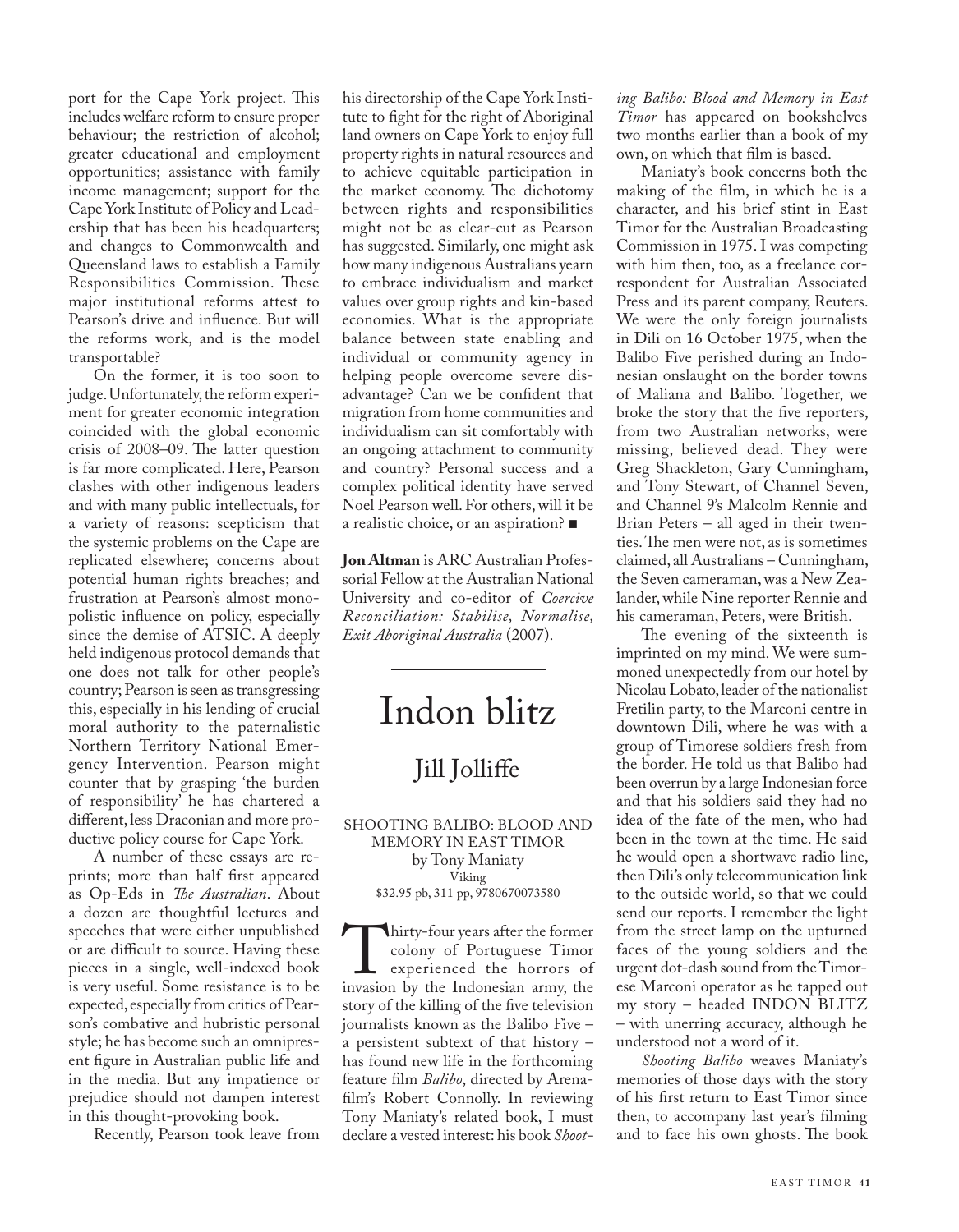port for the Cape York project. This includes welfare reform to ensure proper behaviour; the restriction of alcohol; greater educational and employment opportunities; assistance with family income management; support for the Cape York Institute of Policy and Leadership that has been his headquarters; and changes to Commonwealth and Queensland laws to establish a Family Responsibilities Commission. These major institutional reforms attest to Pearson's drive and influence. But will the reforms work, and is the model transportable?

On the former, it is too soon to judge. Unfortunately, the reform experiment for greater economic integration coincided with the global economic crisis of 2008–09. The latter question is far more complicated. Here, Pearson clashes with other indigenous leaders and with many public intellectuals, for a variety of reasons: scepticism that the systemic problems on the Cape are replicated elsewhere; concerns about potential human rights breaches; and frustration at Pearson's almost monopolistic influence on policy, especially since the demise of ATSIC. A deeply held indigenous protocol demands that one does not talk for other people's country; Pearson is seen as transgressing this, especially in his lending of crucial moral authority to the paternalistic Northern Territory National Emergency Intervention. Pearson might counter that by grasping 'the burden of responsibility' he has chartered a different, less Draconian and more productive policy course for Cape York.

A number of these essays are reprints; more than half first appeared as Op-Eds in *The Australian*. About a dozen are thoughtful lectures and speeches that were either unpublished or are difficult to source. Having these pieces in a single, well-indexed book is very useful. Some resistance is to be expected, especially from critics of Pearson's combative and hubristic personal style; he has become such an omnipresent figure in Australian public life and in the media. But any impatience or prejudice should not dampen interest in this thought-provoking book.

Recently, Pearson took leave from his directorship of the Cape York Institute to fight for the right of Aboriginal land owners on Cape York to enjoy full property rights in natural resources and to achieve equitable participation in the market economy. The dichotomy between rights and responsibilities might not be as clear-cut as Pearson has suggested. Similarly, one might ask how many indigenous Australians yearn to embrace individualism and market values over group rights and kin-based economies. What is the appropriate balance between state enabling and individual or community agency in helping people overcome severe disadvantage? Can we be confident that migration from home communities and individualism can sit comfortably with an ongoing attachment to community and country? Personal success and a complex political identity have served Noel Pearson well. For others, will it be a realistic choice, or an aspiration? ■

**Jon Altman** is ARC Australian Professorial Fellow at the Australian National University and co-editor of *Coercive Reconciliation: Stabilise, Normalise, Exit Aboriginal Australia* (2007).

# Indon blitz

## Jill Jolliffe

SHOOTING BALIBO: BLOOD AND MEMORY IN EAST TIMOR
by Tony Maniaty
Viking
$32.95 pb, 311 pp, 9780670073580

Thirty-four years after the former colony of Portuguese Timor experienced the horrors of invasion by the Indonesian army, the story of the killing of the five television journalists known as the Balibo Five – a persistent subtext of that history – has found new life in the forthcoming feature film *Balibo*, directed by Arenafilm's Robert Connolly. In reviewing Tony Maniaty's related book, I must declare a vested interest: his book *Shooting Balibo: Blood and Memory in East Timor* has appeared on bookshelves two months earlier than a book of my own, on which that film is based.

Maniaty's book concerns both the making of the film, in which he is a character, and his brief stint in East Timor for the Australian Broadcasting Commission in 1975. I was competing with him then, too, as a freelance correspondent for Australian Associated Press and its parent company, Reuters. We were the only foreign journalists in Dili on 16 October 1975, when the Balibo Five perished during an Indonesian onslaught on the border towns of Maliana and Balibo. Together, we broke the story that the five reporters, from two Australian networks, were missing, believed dead. They were Greg Shackleton, Gary Cunningham, and Tony Stewart, of Channel Seven, and Channel 9's Malcolm Rennie and Brian Peters – all aged in their twenties. The men were not, as is sometimes claimed, all Australians – Cunningham, the Seven cameraman, was a New Zealander, while Nine reporter Rennie and his cameraman, Peters, were British.

The evening of the sixteenth is imprinted on my mind. We were summoned unexpectedly from our hotel by Nicolau Lobato, leader of the nationalist Fretilin party, to the Marconi centre in downtown Dili, where he was with a group of Timorese soldiers fresh from the border. He told us that Balibo had been overrun by a large Indonesian force and that his soldiers said they had no idea of the fate of the men, who had been in the town at the time. He said he would open a shortwave radio line, then Dili's only telecommunication link to the outside world, so that we could send our reports. I remember the light from the street lamp on the upturned faces of the young soldiers and the urgent dot-dash sound from the Timorese Marconi operator as he tapped out my story – headed INDON BLITZ – with unerring accuracy, although he understood not a word of it.

*Shooting Balibo* weaves Maniaty's memories of those days with the story of his first return to East Timor since then, to accompany last year's filming and to face his own ghosts. The book